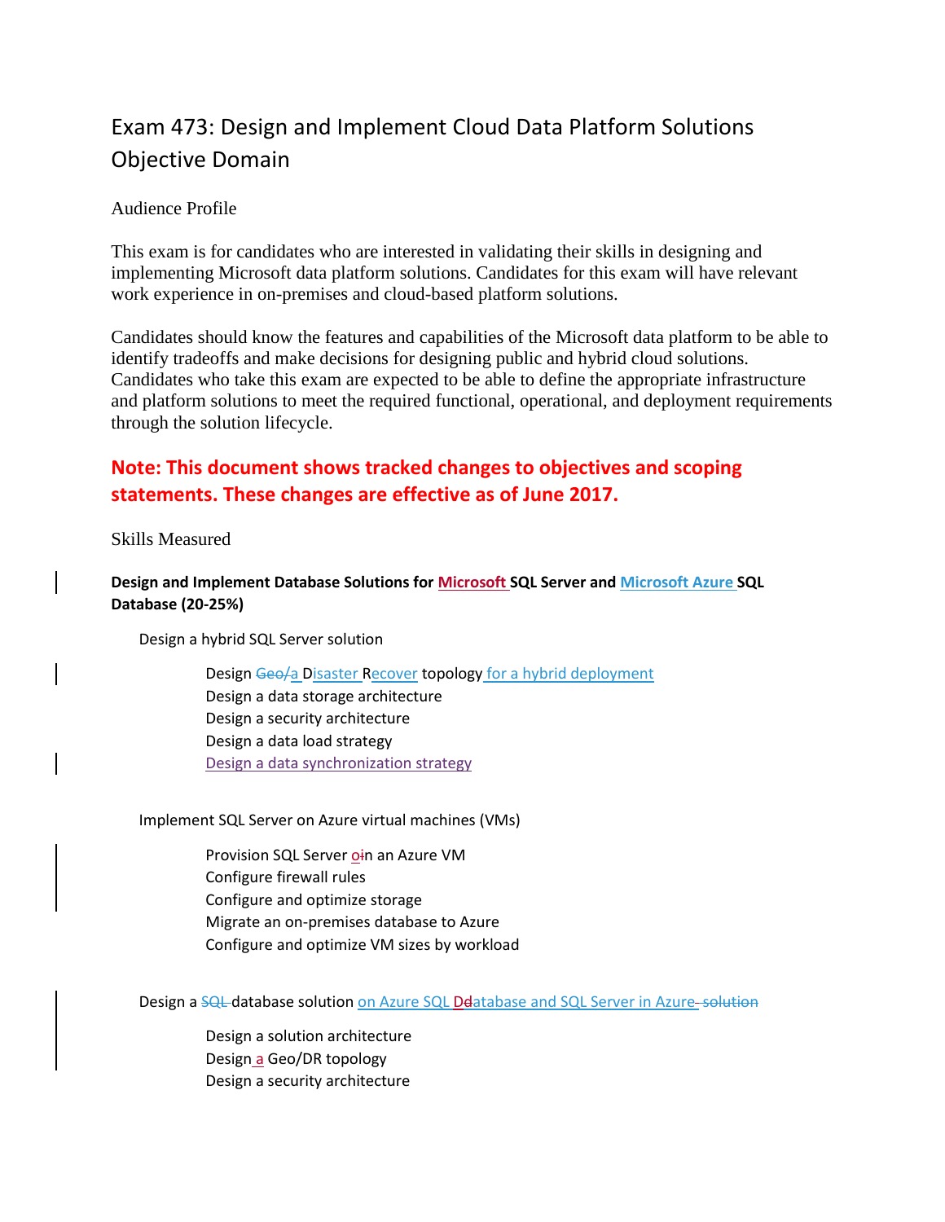# Exam 473: Design and Implement Cloud Data Platform Solutions Objective Domain

Audience Profile

This exam is for candidates who are interested in validating their skills in designing and implementing Microsoft data platform solutions. Candidates for this exam will have relevant work experience in on-premises and cloud-based platform solutions.

Candidates should know the features and capabilities of the Microsoft data platform to be able to identify tradeoffs and make decisions for designing public and hybrid cloud solutions. Candidates who take this exam are expected to be able to define the appropriate infrastructure and platform solutions to meet the required functional, operational, and deployment requirements through the solution lifecycle.

**Note: This document shows tracked changes to objectives and scoping statements. These changes are effective as of June 2017.**

Skills Measured

**Design and Implement Database Solutions for Microsoft SQL Server and Microsoft Azure SQL Database (20-25%)**

Design a hybrid SQL Server solution

- Design ~~Geo/~~a Disaster Recover topology for a hybrid deployment
- Design a data storage architecture
- Design a security architecture
- Design a data load strategy
- Design a data synchronization strategy

Implement SQL Server on Azure virtual machines (VMs)

- Provision SQL Server o~~i~~n an Azure VM
- Configure firewall rules
- Configure and optimize storage
- Migrate an on-premises database to Azure
- Configure and optimize VM sizes by workload

Design a ~~SQL~~ database solution on Azure SQL D~~d~~atabase and SQL Server in Azure~~ solution~~

- Design a solution architecture
- Design a Geo/DR topology
- Design a security architecture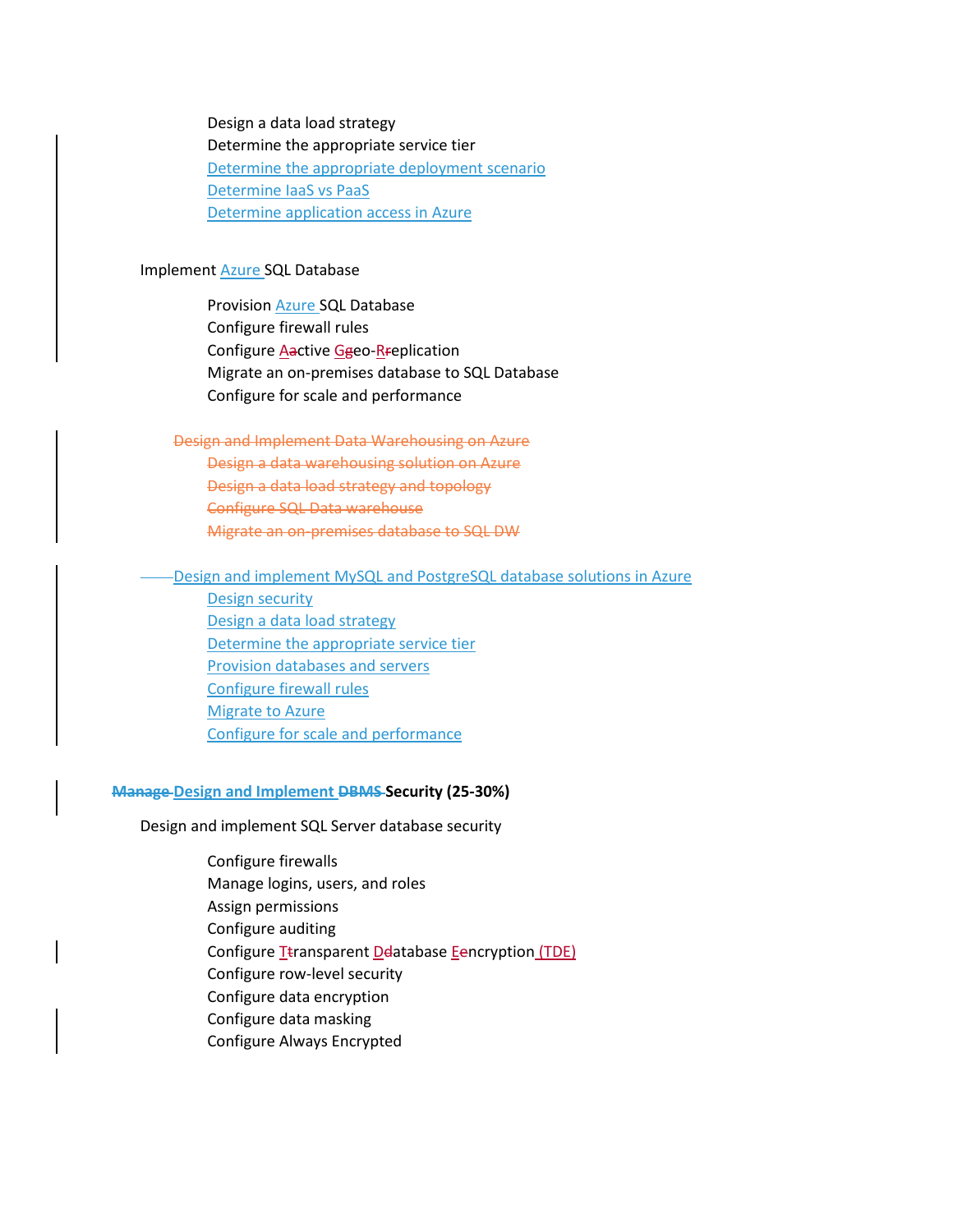- Design a data load strategy
- Determine the appropriate service tier
- Determine the appropriate deployment scenario
- Determine IaaS vs PaaS
- Determine application access in Azure

Implement Azure SQL Database

- Provision Azure SQL Database
- Configure firewall rules
- Configure A~~a~~ctive G~~g~~eo-R~~r~~eplication
- Migrate an on-premises database to SQL Database
- Configure for scale and performance

~~Design and Implement Data Warehousing on Azure~~

- ~~Design a data warehousing solution on Azure~~
- ~~Design a data load strategy and topology~~
- ~~Configure SQL Data warehouse~~
- ~~Migrate an on-premises database to SQL DW~~

Design and implement MySQL and PostgreSQL database solutions in Azure

- Design security
- Design a data load strategy
- Determine the appropriate service tier
- Provision databases and servers
- Configure firewall rules
- Migrate to Azure
- Configure for scale and performance

## ~~Manage~~ Design and Implement ~~DBMS~~ Security (25-30%)

Design and implement SQL Server database security

- Configure firewalls
- Manage logins, users, and roles
- Assign permissions
- Configure auditing
- Configure T~~t~~ransparent D~~d~~atabase E~~e~~ncryption (TDE)
- Configure row-level security
- Configure data encryption
- Configure data masking
- Configure Always Encrypted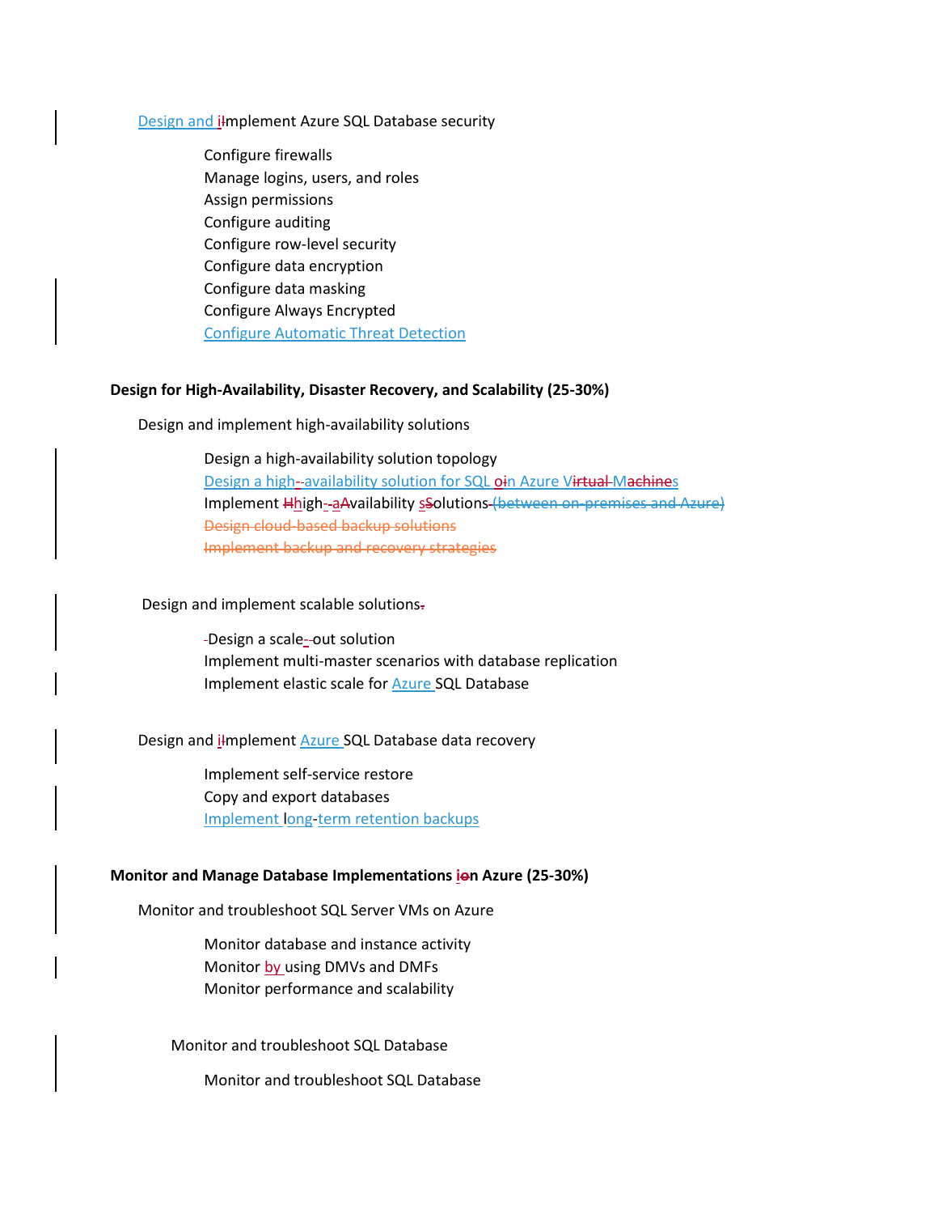Design and implement Azure SQL Database security

- Configure firewalls
- Manage logins, users, and roles
- Assign permissions
- Configure auditing
- Configure row-level security
- Configure data encryption
- Configure data masking
- Configure Always Encrypted
- Configure Automatic Threat Detection

## Design for High-Availability, Disaster Recovery, and Scalability (25-30%)

### Design and implement high-availability solutions

- Design a high-availability solution topology
- Design a high-availability solution for SQL on Azure VMs
- Implement high-availability solutions ~~(between on-premises and Azure)~~
- ~~Design cloud-based backup solutions~~
- ~~Implement backup and recovery strategies~~

### Design and implement scalable solutions

- Design a scale-out solution
- Implement multi-master scenarios with database replication
- Implement elastic scale for Azure SQL Database

### Design and implement Azure SQL Database data recovery

- Implement self-service restore
- Copy and export databases
- Implement long-term retention backups

## Monitor and Manage Database Implementations on Azure (25-30%)

### Monitor and troubleshoot SQL Server VMs on Azure

- Monitor database and instance activity
- Monitor by using DMVs and DMFs
- Monitor performance and scalability

### Monitor and troubleshoot SQL Database

- Monitor and troubleshoot SQL Database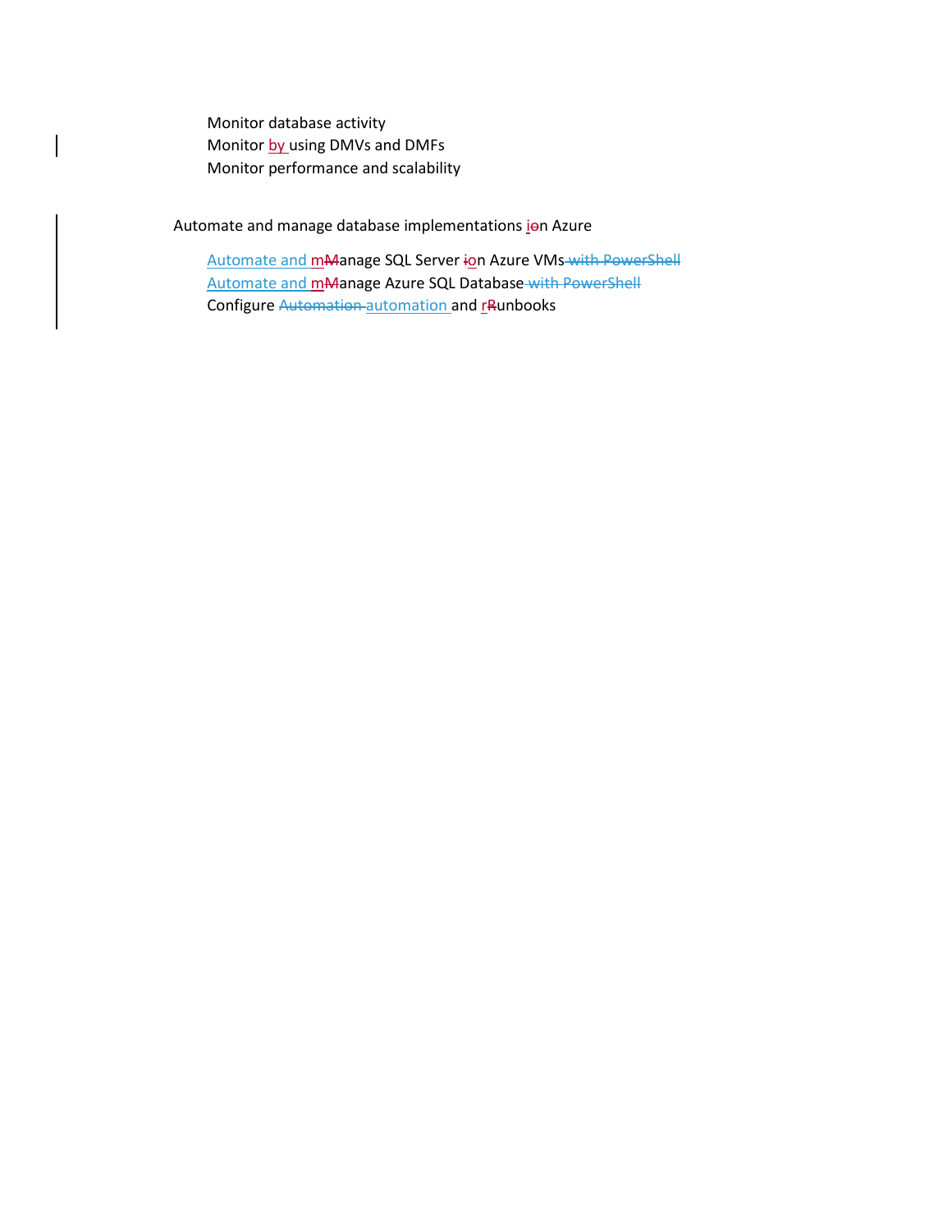- Monitor database activity
- Monitor by using DMVs and DMFs
- Monitor performance and scalability

Automate and manage database implementations i~~o~~n Azure

- Automate and m~~M~~anage SQL Server ~~i~~on Azure VMs~~ with PowerShell~~
- Automate and m~~M~~anage Azure SQL Database~~ with PowerShell~~
- Configure ~~Automation~~ automation and r~~R~~unbooks